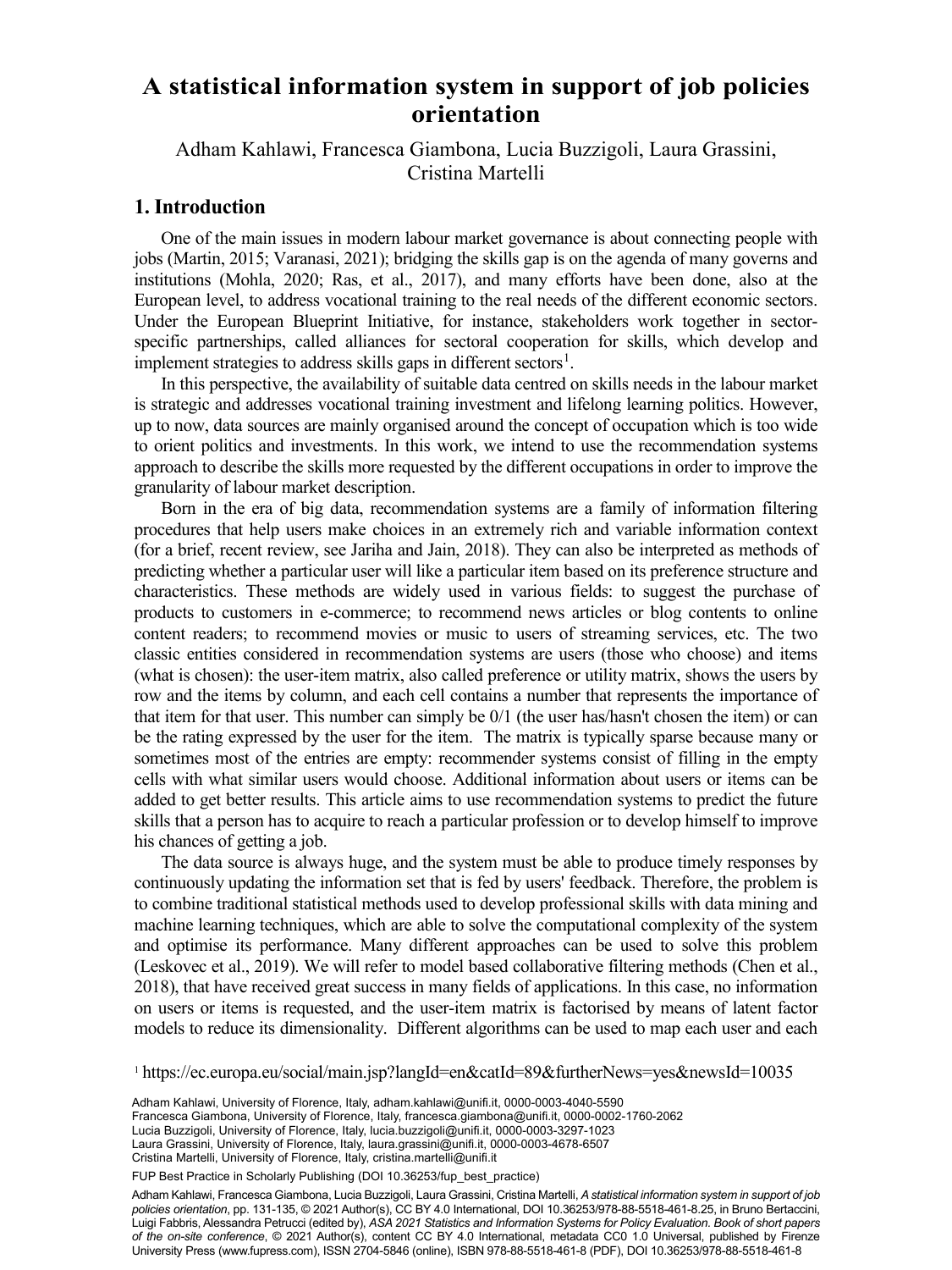# A statistical information system in support of job policies orientation

Adham Kahlawi, Francesca Giambona, Lucia Buzzigoli, Laura Grassini, Cristina Martelli

## 1. Introduction

One of the main issues in modern labour market governance is about connecting people with jobs (Martin, 2015; Varanasi, 2021); bridging the skills gap is on the agenda of many governs and institutions (Mohla, 2020; Ras, et al., 2017), and many efforts have been done, also at the European level, to address vocational training to the real needs of the different economic sectors. Under the European Blueprint Initiative, for instance, stakeholders work together in sector-specific partnerships, called alliances for sectoral cooperation for skills, which develop and implement strategies to address skills gaps in different sectors[1].

In this perspective, the availability of suitable data centred on skills needs in the labour market is strategic and addresses vocational training investment and lifelong learning politics. However, up to now, data sources are mainly organised around the concept of occupation which is too wide to orient politics and investments. In this work, we intend to use the recommendation systems approach to describe the skills more requested by the different occupations in order to improve the granularity of labour market description.

Born in the era of big data, recommendation systems are a family of information filtering procedures that help users make choices in an extremely rich and variable information context (for a brief, recent review, see Jariha and Jain, 2018). They can also be interpreted as methods of predicting whether a particular user will like a particular item based on its preference structure and characteristics. These methods are widely used in various fields: to suggest the purchase of products to customers in e-commerce; to recommend news articles or blog contents to online content readers; to recommend movies or music to users of streaming services, etc. The two classic entities considered in recommendation systems are users (those who choose) and items (what is chosen): the user-item matrix, also called preference or utility matrix, shows the users by row and the items by column, and each cell contains a number that represents the importance of that item for that user. This number can simply be 0/1 (the user has/hasn't chosen the item) or can be the rating expressed by the user for the item. The matrix is typically sparse because many or sometimes most of the entries are empty: recommender systems consist of filling in the empty cells with what similar users would choose. Additional information about users or items can be added to get better results. This article aims to use recommendation systems to predict the future skills that a person has to acquire to reach a particular profession or to develop himself to improve his chances of getting a job.

The data source is always huge, and the system must be able to produce timely responses by continuously updating the information set that is fed by users' feedback. Therefore, the problem is to combine traditional statistical methods used to develop professional skills with data mining and machine learning techniques, which are able to solve the computational complexity of the system and optimise its performance. Many different approaches can be used to solve this problem (Leskovec et al., 2019). We will refer to model based collaborative filtering methods (Chen et al., 2018), that have received great success in many fields of applications. In this case, no information on users or items is requested, and the user-item matrix is factorised by means of latent factor models to reduce its dimensionality. Different algorithms can be used to map each user and each

[1] https://ec.europa.eu/social/main.jsp?langId=en&catId=89&furtherNews=yes&newsId=10035

Adham Kahlawi, University of Florence, Italy, adham.kahlawi@unifi.it, 0000-0003-4040-5590
Francesca Giambona, University of Florence, Italy, francesca.giambona@unifi.it, 0000-0002-1760-2062
Lucia Buzzigoli, University of Florence, Italy, lucia.buzzigoli@unifi.it, 0000-0003-3297-1023
Laura Grassini, University of Florence, Italy, laura.grassini@unifi.it, 0000-0003-4678-6507
Cristina Martelli, University of Florence, Italy, cristina.martelli@unifi.it

FUP Best Practice in Scholarly Publishing (DOI 10.36253/fup_best_practice)

Adham Kahlawi, Francesca Giambona, Lucia Buzzigoli, Laura Grassini, Cristina Martelli, *A statistical information system in support of job policies orientation*, pp. 131-135, © 2021 Author(s), CC BY 4.0 International, DOI 10.36253/978-88-5518-461-8.25, in Bruno Bertaccini, Luigi Fabbris, Alessandra Petrucci (edited by), *ASA 2021 Statistics and Information Systems for Policy Evaluation. Book of short papers of the on-site conference*, © 2021 Author(s), content CC BY 4.0 International, metadata CC0 1.0 Universal, published by Firenze University Press (www.fupress.com), ISSN 2704-5846 (online), ISBN 978-88-5518-461-8 (PDF), DOI 10.36253/978-88-5518-461-8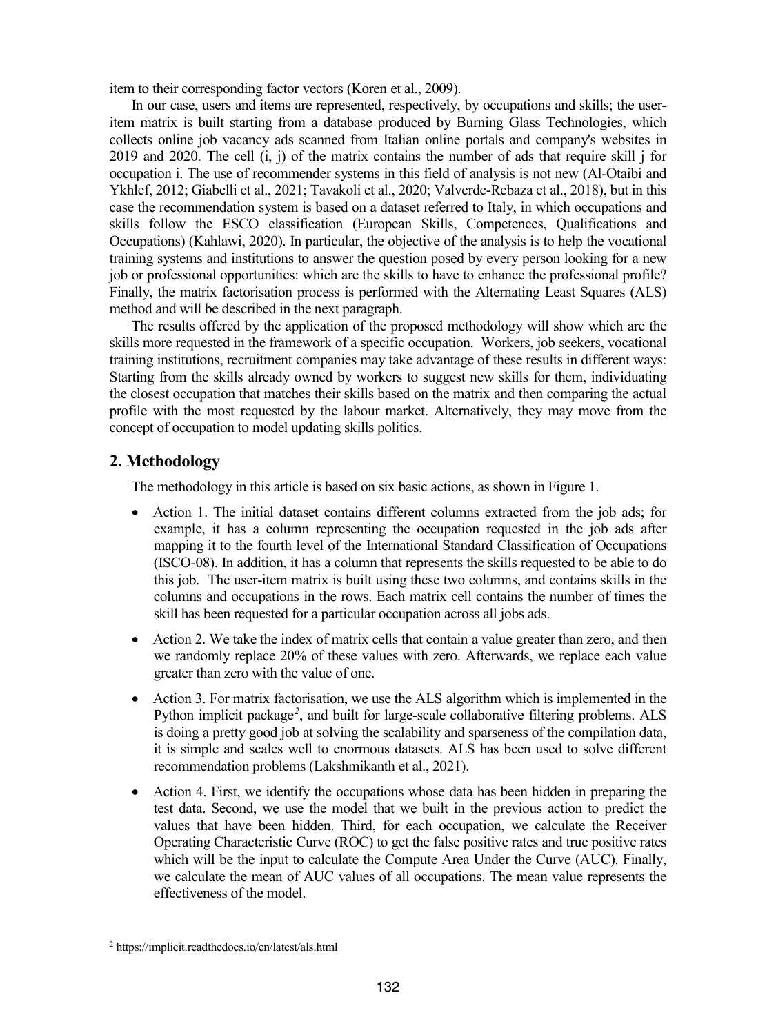item to their corresponding factor vectors (Koren et al., 2009).

In our case, users and items are represented, respectively, by occupations and skills; the user-item matrix is built starting from a database produced by Burning Glass Technologies, which collects online job vacancy ads scanned from Italian online portals and company's websites in 2019 and 2020. The cell (i, j) of the matrix contains the number of ads that require skill j for occupation i. The use of recommender systems in this field of analysis is not new (Al-Otaibi and Ykhlef, 2012; Giabelli et al., 2021; Tavakoli et al., 2020; Valverde-Rebaza et al., 2018), but in this case the recommendation system is based on a dataset referred to Italy, in which occupations and skills follow the ESCO classification (European Skills, Competences, Qualifications and Occupations) (Kahlawi, 2020). In particular, the objective of the analysis is to help the vocational training systems and institutions to answer the question posed by every person looking for a new job or professional opportunities: which are the skills to have to enhance the professional profile? Finally, the matrix factorisation process is performed with the Alternating Least Squares (ALS) method and will be described in the next paragraph.

The results offered by the application of the proposed methodology will show which are the skills more requested in the framework of a specific occupation. Workers, job seekers, vocational training institutions, recruitment companies may take advantage of these results in different ways: Starting from the skills already owned by workers to suggest new skills for them, individuating the closest occupation that matches their skills based on the matrix and then comparing the actual profile with the most requested by the labour market. Alternatively, they may move from the concept of occupation to model updating skills politics.

## 2. Methodology

The methodology in this article is based on six basic actions, as shown in Figure 1.

- Action 1. The initial dataset contains different columns extracted from the job ads; for example, it has a column representing the occupation requested in the job ads after mapping it to the fourth level of the International Standard Classification of Occupations (ISCO-08). In addition, it has a column that represents the skills requested to be able to do this job. The user-item matrix is built using these two columns, and contains skills in the columns and occupations in the rows. Each matrix cell contains the number of times the skill has been requested for a particular occupation across all jobs ads.
- Action 2. We take the index of matrix cells that contain a value greater than zero, and then we randomly replace 20% of these values with zero. Afterwards, we replace each value greater than zero with the value of one.
- Action 3. For matrix factorisation, we use the ALS algorithm which is implemented in the Python implicit package[2], and built for large-scale collaborative filtering problems. ALS is doing a pretty good job at solving the scalability and sparseness of the compilation data, it is simple and scales well to enormous datasets. ALS has been used to solve different recommendation problems (Lakshmikanth et al., 2021).
- Action 4. First, we identify the occupations whose data has been hidden in preparing the test data. Second, we use the model that we built in the previous action to predict the values that have been hidden. Third, for each occupation, we calculate the Receiver Operating Characteristic Curve (ROC) to get the false positive rates and true positive rates which will be the input to calculate the Compute Area Under the Curve (AUC). Finally, we calculate the mean of AUC values of all occupations. The mean value represents the effectiveness of the model.

[2] https://implicit.readthedocs.io/en/latest/als.html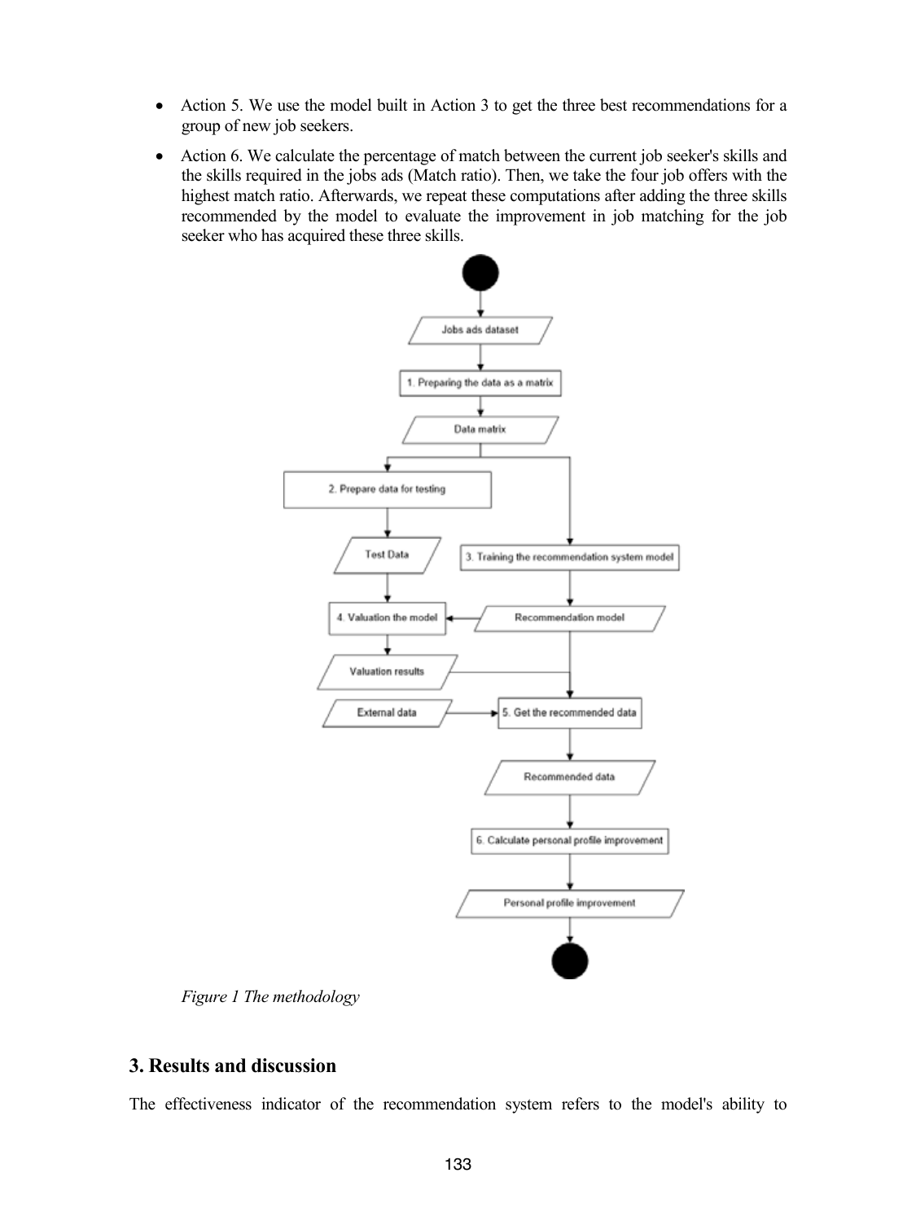- Action 5. We use the model built in Action 3 to get the three best recommendations for a group of new job seekers.
- Action 6. We calculate the percentage of match between the current job seeker's skills and the skills required in the jobs ads (Match ratio). Then, we take the four job offers with the highest match ratio. Afterwards, we repeat these computations after adding the three skills recommended by the model to evaluate the improvement in job matching for the job seeker who has acquired these three skills.

*Figure 1 The methodology*

## 3. Results and discussion

The effectiveness indicator of the recommendation system refers to the model's ability to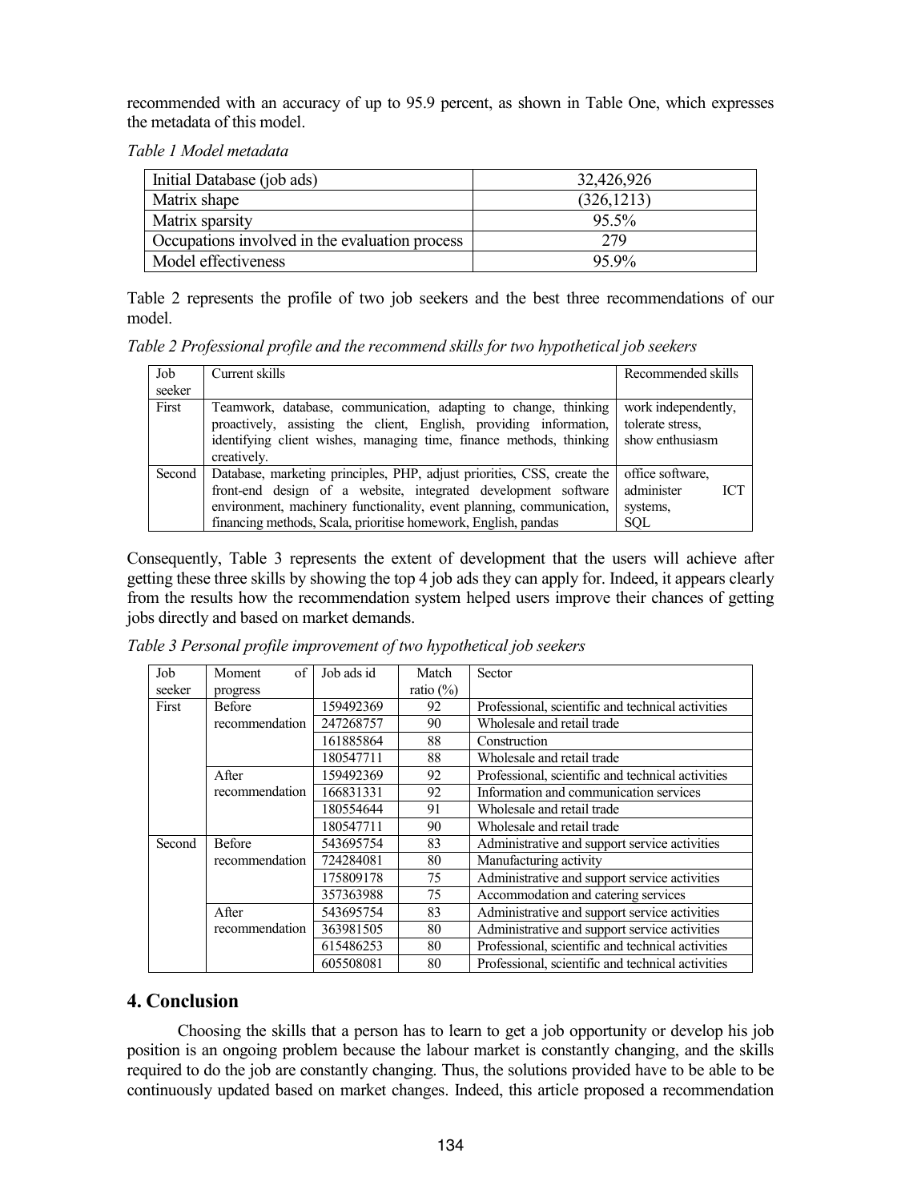recommended with an accuracy of up to 95.9 percent, as shown in Table One, which expresses the metadata of this model.

*Table 1 Model metadata*

| Initial Database (job ads) | 32,426,926 |
|---|---|
| Matrix shape | (326,1213) |
| Matrix sparsity | 95.5% |
| Occupations involved in the evaluation process | 279 |
| Model effectiveness | 95.9% |

Table 2 represents the profile of two job seekers and the best three recommendations of our model.

*Table 2 Professional profile and the recommend skills for two hypothetical job seekers*

| Job seeker | Current skills | Recommended skills |
|---|---|---|
| First | Teamwork, database, communication, adapting to change, thinking proactively, assisting the client, English, providing information, identifying client wishes, managing time, finance methods, thinking creatively. | work independently, tolerate stress, show enthusiasm |
| Second | Database, marketing principles, PHP, adjust priorities, CSS, create the front-end design of a website, integrated development software environment, machinery functionality, event planning, communication, financing methods, Scala, prioritise homework, English, pandas | office software, administer ICT systems, SQL |

Consequently, Table 3 represents the extent of development that the users will achieve after getting these three skills by showing the top 4 job ads they can apply for. Indeed, it appears clearly from the results how the recommendation system helped users improve their chances of getting jobs directly and based on market demands.

*Table 3 Personal profile improvement of two hypothetical job seekers*

| Job seeker | Moment of progress | Job ads id | Match ratio (%) | Sector |
|---|---|---|---|---|
| First | Before recommendation | 159492369 | 92 | Professional, scientific and technical activities |
| | | 247268757 | 90 | Wholesale and retail trade |
| | | 161885864 | 88 | Construction |
| | | 180547711 | 88 | Wholesale and retail trade |
| | After recommendation | 159492369 | 92 | Professional, scientific and technical activities |
| | | 166831331 | 92 | Information and communication services |
| | | 180554644 | 91 | Wholesale and retail trade |
| | | 180547711 | 90 | Wholesale and retail trade |
| Second | Before recommendation | 543695754 | 83 | Administrative and support service activities |
| | | 724284081 | 80 | Manufacturing activity |
| | | 175809178 | 75 | Administrative and support service activities |
| | | 357363988 | 75 | Accommodation and catering services |
| | After recommendation | 543695754 | 83 | Administrative and support service activities |
| | | 363981505 | 80 | Administrative and support service activities |
| | | 615486253 | 80 | Professional, scientific and technical activities |
| | | 605508081 | 80 | Professional, scientific and technical activities |

## 4. Conclusion

Choosing the skills that a person has to learn to get a job opportunity or develop his job position is an ongoing problem because the labour market is constantly changing, and the skills required to do the job are constantly changing. Thus, the solutions provided have to be able to be continuously updated based on market changes. Indeed, this article proposed a recommendation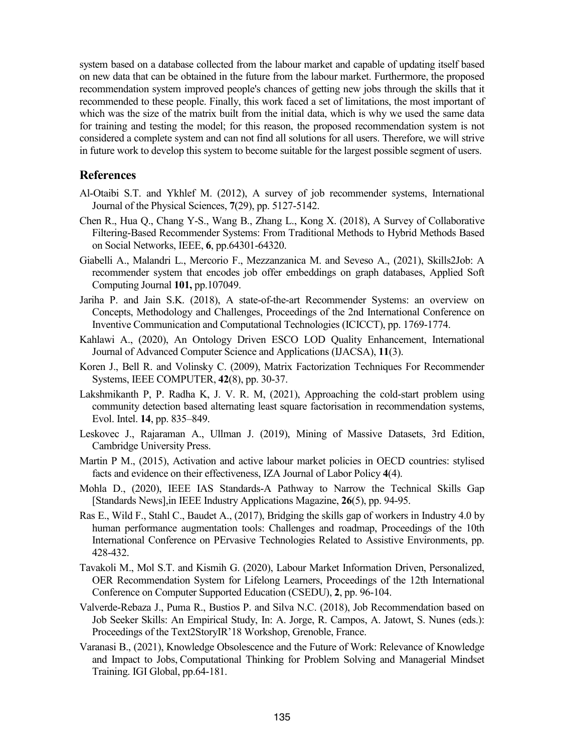system based on a database collected from the labour market and capable of updating itself based on new data that can be obtained in the future from the labour market. Furthermore, the proposed recommendation system improved people's chances of getting new jobs through the skills that it recommended to these people. Finally, this work faced a set of limitations, the most important of which was the size of the matrix built from the initial data, which is why we used the same data for training and testing the model; for this reason, the proposed recommendation system is not considered a complete system and can not find all solutions for all users. Therefore, we will strive in future work to develop this system to become suitable for the largest possible segment of users.

## References

Al-Otaibi S.T. and Ykhlef M. (2012), A survey of job recommender systems, International Journal of the Physical Sciences, **7**(29), pp. 5127-5142.

Chen R., Hua Q., Chang Y-S., Wang B., Zhang L., Kong X. (2018), A Survey of Collaborative Filtering-Based Recommender Systems: From Traditional Methods to Hybrid Methods Based on Social Networks, IEEE, **6**, pp.64301-64320.

Giabelli A., Malandri L., Mercorio F., Mezzanzanica M. and Seveso A., (2021), Skills2Job: A recommender system that encodes job offer embeddings on graph databases, Applied Soft Computing Journal **101,** pp.107049.

Jariha P. and Jain S.K. (2018), A state-of-the-art Recommender Systems: an overview on Concepts, Methodology and Challenges, Proceedings of the 2nd International Conference on Inventive Communication and Computational Technologies (ICICCT), pp. 1769-1774.

Kahlawi A., (2020), An Ontology Driven ESCO LOD Quality Enhancement, International Journal of Advanced Computer Science and Applications (IJACSA), **11**(3).

Koren J., Bell R. and Volinsky C. (2009), Matrix Factorization Techniques For Recommender Systems, IEEE COMPUTER, **42**(8), pp. 30-37.

Lakshmikanth P, P. Radha K, J. V. R. M, (2021), Approaching the cold-start problem using community detection based alternating least square factorisation in recommendation systems, Evol. Intel. **14**, pp. 835–849.

Leskovec J., Rajaraman A., Ullman J. (2019), Mining of Massive Datasets, 3rd Edition, Cambridge University Press.

Martin P M., (2015), Activation and active labour market policies in OECD countries: stylised facts and evidence on their effectiveness, IZA Journal of Labor Policy **4**(4).

Mohla D., (2020), IEEE IAS Standards-A Pathway to Narrow the Technical Skills Gap [Standards News],in IEEE Industry Applications Magazine, **26**(5), pp. 94-95.

Ras E., Wild F., Stahl C., Baudet A., (2017), Bridging the skills gap of workers in Industry 4.0 by human performance augmentation tools: Challenges and roadmap, Proceedings of the 10th International Conference on PErvasive Technologies Related to Assistive Environments, pp. 428-432.

Tavakoli M., Mol S.T. and Kismih G. (2020), Labour Market Information Driven, Personalized, OER Recommendation System for Lifelong Learners, Proceedings of the 12th International Conference on Computer Supported Education (CSEDU), **2**, pp. 96-104.

Valverde-Rebaza J., Puma R., Bustios P. and Silva N.C. (2018), Job Recommendation based on Job Seeker Skills: An Empirical Study, In: A. Jorge, R. Campos, A. Jatowt, S. Nunes (eds.): Proceedings of the Text2StoryIR'18 Workshop, Grenoble, France.

Varanasi B., (2021), Knowledge Obsolescence and the Future of Work: Relevance of Knowledge and Impact to Jobs, Computational Thinking for Problem Solving and Managerial Mindset Training. IGI Global, pp.64-181.